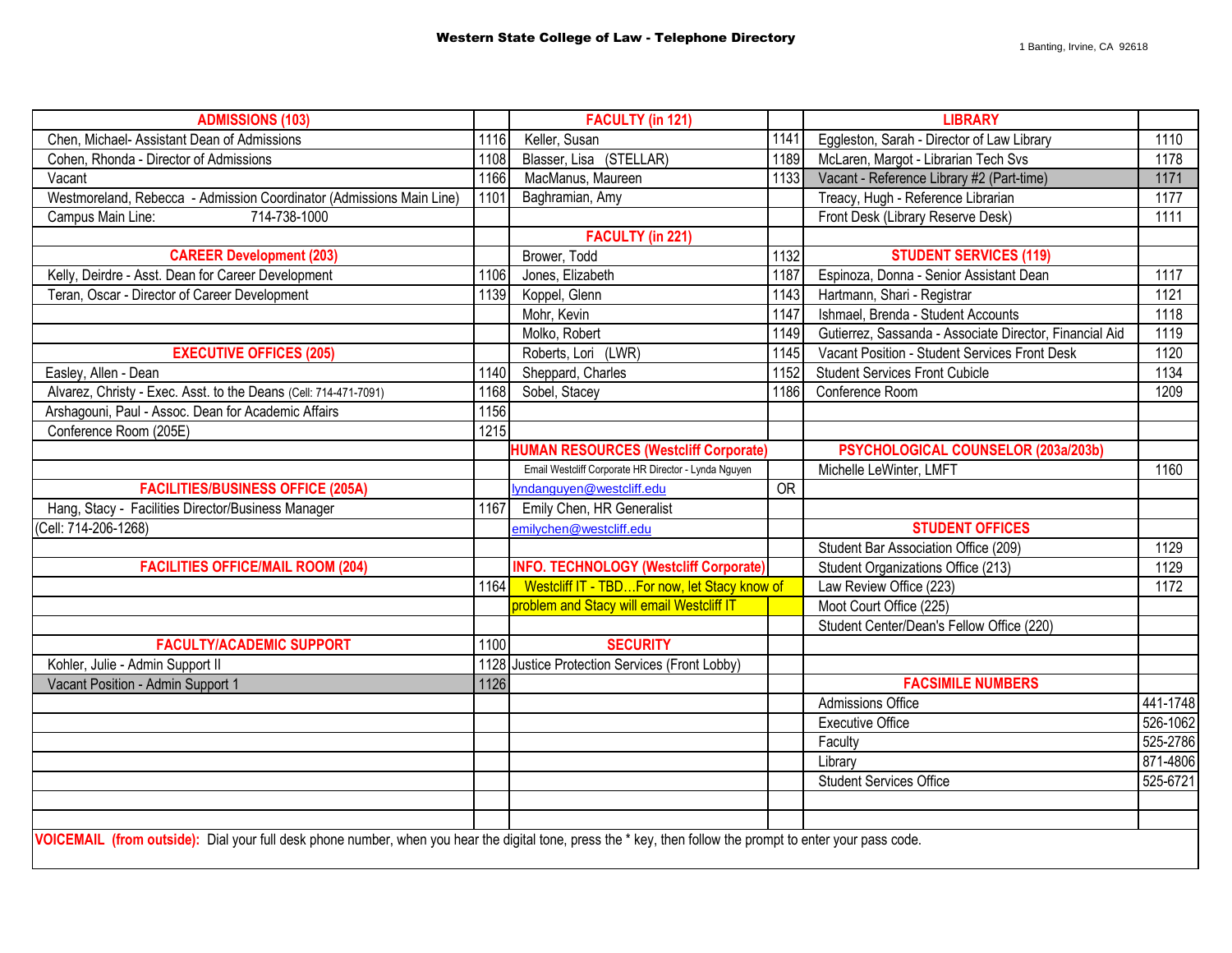# Western State College of Law - Telephone Directory

1 Banting, Irvine, CA 92618

| ADMISSIONS (103) | | FACULTY (in 121) | | LIBRARY | |
|---|---|---|---|---|---|
| Chen, Michael- Assistant Dean of Admissions | 1116 | Keller, Susan | 1141 | Eggleston, Sarah - Director of Law Library | 1110 |
| Cohen, Rhonda - Director of Admissions | 1108 | Blasser, Lisa (STELLAR) | 1189 | McLaren, Margot - Librarian Tech Svs | 1178 |
| Vacant | 1166 | MacManus, Maureen | 1133 | Vacant - Reference Library #2 (Part-time) | 1171 |
| Westmoreland, Rebecca - Admission Coordinator (Admissions Main Line) | 1101 | Baghramian, Amy | | Treacy, Hugh - Reference Librarian | 1177 |
| Campus Main Line: 714-738-1000 | | | | Front Desk (Library Reserve Desk) | 1111 |
| | | **FACULTY (in 221)** | | | |
| **CAREER Development (203)** | | Brower, Todd | 1132 | **STUDENT SERVICES (119)** | |
| Kelly, Deirdre - Asst. Dean for Career Development | 1106 | Jones, Elizabeth | 1187 | Espinoza, Donna - Senior Assistant Dean | 1117 |
| Teran, Oscar - Director of Career Development | 1139 | Koppel, Glenn | 1143 | Hartmann, Shari - Registrar | 1121 |
| | | Mohr, Kevin | 1147 | Ishmael, Brenda - Student Accounts | 1118 |
| | | Molko, Robert | 1149 | Gutierrez, Sassanda - Associate Director, Financial Aid | 1119 |
| **EXECUTIVE OFFICES (205)** | | Roberts, Lori (LWR) | 1145 | Vacant Position - Student Services Front Desk | 1120 |
| Easley, Allen - Dean | 1140 | Sheppard, Charles | 1152 | Student Services Front Cubicle | 1134 |
| Alvarez, Christy - Exec. Asst. to the Deans (Cell: 714-471-7091) | 1168 | Sobel, Stacey | 1186 | Conference Room | 1209 |
| Arshagouni, Paul - Assoc. Dean for Academic Affairs | 1156 | | | | |
| Conference Room (205E) | 1215 | | | | |
| | | **HUMAN RESOURCES (Westcliff Corporate)** | | **PSYCHOLOGICAL COUNSELOR (203a/203b)** | |
| | | Email Westcliff Corporate HR Director - Lynda Nguyen | | Michelle LeWinter, LMFT | 1160 |
| **FACILITIES/BUSINESS OFFICE (205A)** | | lyndanguyen@westcliff.edu | OR | | |
| Hang, Stacy - Facilities Director/Business Manager | 1167 | Emily Chen, HR Generalist | | | |
| (Cell: 714-206-1268) | | emilychen@westcliff.edu | | **STUDENT OFFICES** | |
| | | | | Student Bar Association Office (209) | 1129 |
| **FACILITIES OFFICE/MAIL ROOM (204)** | | **INFO. TECHNOLOGY (Westcliff Corporate)** | | Student Organizations Office (213) | 1129 |
| | 1164 | Westcliff IT - TBD…For now, let Stacy know of problem and Stacy will email Westcliff IT | | Law Review Office (223) | 1172 |
| | | | | Moot Court Office (225) | |
| | | | | Student Center/Dean's Fellow Office (220) | |
| **FACULTY/ACADEMIC SUPPORT** | 1100 | **SECURITY** | | | |
| Kohler, Julie - Admin Support II | 1128 | Justice Protection Services (Front Lobby) | | | |
| Vacant Position - Admin Support 1 | 1126 | | | **FACSIMILE NUMBERS** | |
| | | | | Admissions Office | 441-1748 |
| | | | | Executive Office | 526-1062 |
| | | | | Faculty | 525-2786 |
| | | | | Library | 871-4806 |
| | | | | Student Services Office | 525-6721 |

**VOICEMAIL (from outside):** Dial your full desk phone number, when you hear the digital tone, press the * key, then follow the prompt to enter your pass code.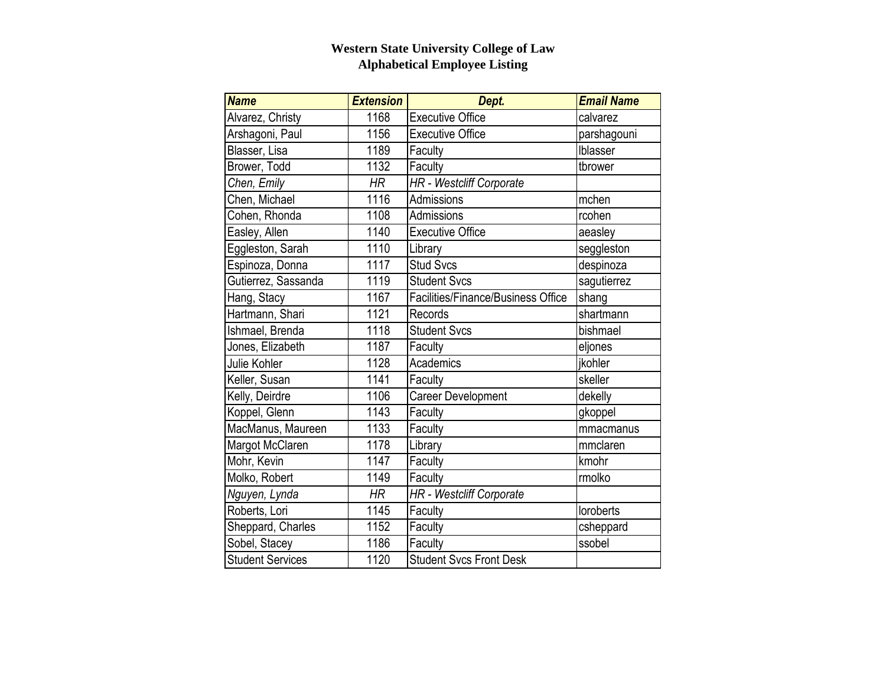**Western State University College of Law**
**Alphabetical Employee Listing**

| Name | Extension | Dept. | Email Name |
|---|---|---|---|
| Alvarez, Christy | 1168 | Executive Office | calvarez |
| Arshagoni, Paul | 1156 | Executive Office | parshagouni |
| Blasser, Lisa | 1189 | Faculty | lblasser |
| Brower, Todd | 1132 | Faculty | tbrower |
| *Chen, Emily* | *HR* | *HR - Westcliff Corporate* | |
| Chen, Michael | 1116 | Admissions | mchen |
| Cohen, Rhonda | 1108 | Admissions | rcohen |
| Easley, Allen | 1140 | Executive Office | aeasley |
| Eggleston, Sarah | 1110 | Library | seggleston |
| Espinoza, Donna | 1117 | Stud Svcs | despinoza |
| Gutierrez, Sassanda | 1119 | Student Svcs | sagutierrez |
| Hang, Stacy | 1167 | Facilities/Finance/Business Office | shang |
| Hartmann, Shari | 1121 | Records | shartmann |
| Ishmael, Brenda | 1118 | Student Svcs | bishmael |
| Jones, Elizabeth | 1187 | Faculty | eljones |
| Julie Kohler | 1128 | Academics | jkohler |
| Keller, Susan | 1141 | Faculty | skeller |
| Kelly, Deirdre | 1106 | Career Development | dekelly |
| Koppel, Glenn | 1143 | Faculty | gkoppel |
| MacManus, Maureen | 1133 | Faculty | mmacmanus |
| Margot McClaren | 1178 | Library | mmclaren |
| Mohr, Kevin | 1147 | Faculty | kmohr |
| Molko, Robert | 1149 | Faculty | rmolko |
| *Nguyen, Lynda* | *HR* | *HR - Westcliff Corporate* | |
| Roberts, Lori | 1145 | Faculty | loroberts |
| Sheppard, Charles | 1152 | Faculty | csheppard |
| Sobel, Stacey | 1186 | Faculty | ssobel |
| Student Services | 1120 | Student Svcs Front Desk | |